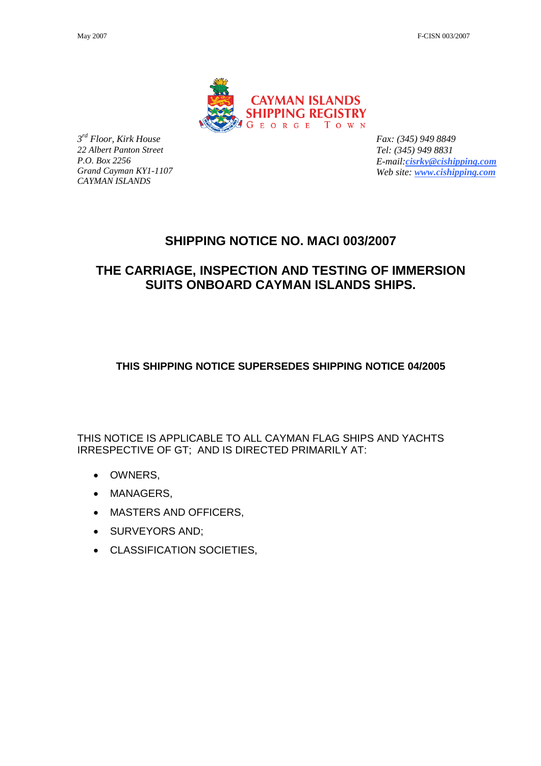CAYMAN ISLANDS
SHIPPING REGISTRY
GEORGE TOWN

*3rd Floor, Kirk House*
*22 Albert Panton Street*
*P.O. Box 2256*
*Grand Cayman KY1-1107*
*CAYMAN ISLANDS*

*Fax: (345) 949 8849*
*Tel: (345) 949 8831*
*E-mail: cisrky@cishipping.com*
*Web site: www.cishipping.com*

# SHIPPING NOTICE NO. MACI 003/2007

# THE CARRIAGE, INSPECTION AND TESTING OF IMMERSION SUITS ONBOARD CAYMAN ISLANDS SHIPS.

**THIS SHIPPING NOTICE SUPERSEDES SHIPPING NOTICE 04/2005**

THIS NOTICE IS APPLICABLE TO ALL CAYMAN FLAG SHIPS AND YACHTS IRRESPECTIVE OF GT; AND IS DIRECTED PRIMARILY AT:

- OWNERS,
- MANAGERS,
- MASTERS AND OFFICERS,
- SURVEYORS AND;
- CLASSIFICATION SOCIETIES,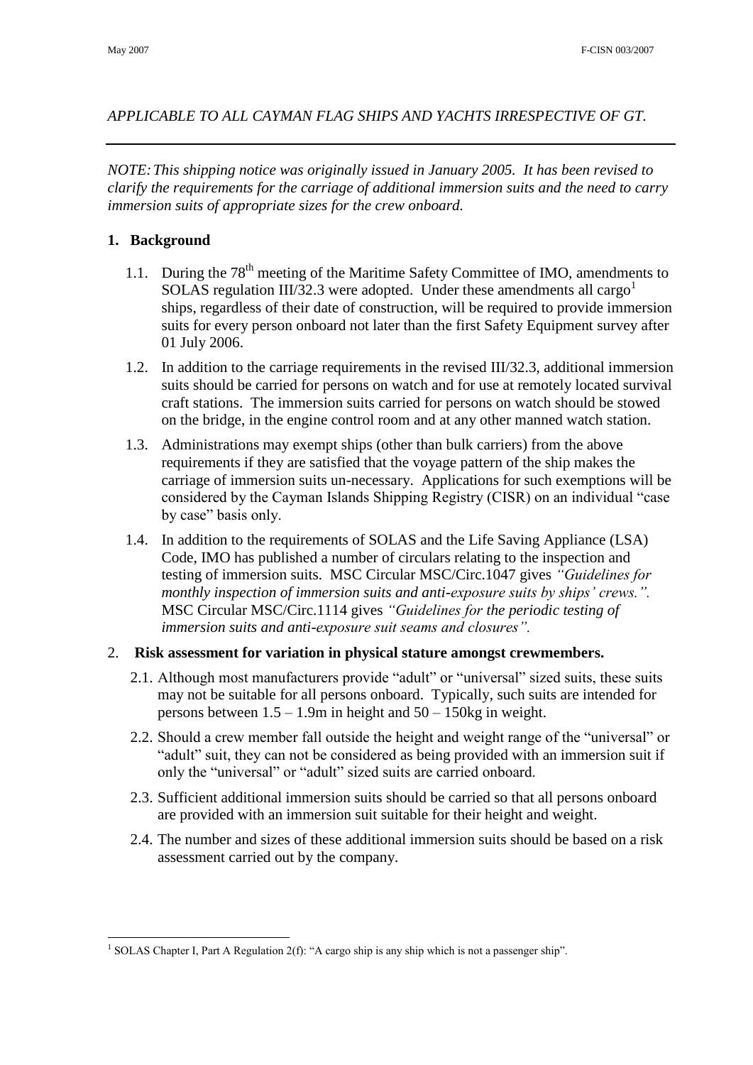*APPLICABLE TO ALL CAYMAN FLAG SHIPS AND YACHTS IRRESPECTIVE OF GT.*

---

*NOTE: This shipping notice was originally issued in January 2005. It has been revised to clarify the requirements for the carriage of additional immersion suits and the need to carry immersion suits of appropriate sizes for the crew onboard.*

## 1. Background

1.1. During the 78th meeting of the Maritime Safety Committee of IMO, amendments to SOLAS regulation III/32.3 were adopted. Under these amendments all cargo[1] ships, regardless of their date of construction, will be required to provide immersion suits for every person onboard not later than the first Safety Equipment survey after 01 July 2006.

1.2. In addition to the carriage requirements in the revised III/32.3, additional immersion suits should be carried for persons on watch and for use at remotely located survival craft stations. The immersion suits carried for persons on watch should be stowed on the bridge, in the engine control room and at any other manned watch station.

1.3. Administrations may exempt ships (other than bulk carriers) from the above requirements if they are satisfied that the voyage pattern of the ship makes the carriage of immersion suits un-necessary. Applications for such exemptions will be considered by the Cayman Islands Shipping Registry (CISR) on an individual "case by case" basis only.

1.4. In addition to the requirements of SOLAS and the Life Saving Appliance (LSA) Code, IMO has published a number of circulars relating to the inspection and testing of immersion suits. MSC Circular MSC/Circ.1047 gives *"Guidelines for monthly inspection of immersion suits and anti-exposure suits by ships' crews."*. MSC Circular MSC/Circ.1114 gives *"Guidelines for the periodic testing of immersion suits and anti-exposure suit seams and closures"*.

## 2. Risk assessment for variation in physical stature amongst crewmembers.

2.1. Although most manufacturers provide "adult" or "universal" sized suits, these suits may not be suitable for all persons onboard. Typically, such suits are intended for persons between 1.5 – 1.9m in height and 50 – 150kg in weight.

2.2. Should a crew member fall outside the height and weight range of the "universal" or "adult" suit, they can not be considered as being provided with an immersion suit if only the "universal" or "adult" sized suits are carried onboard.

2.3. Sufficient additional immersion suits should be carried so that all persons onboard are provided with an immersion suit suitable for their height and weight.

2.4. The number and sizes of these additional immersion suits should be based on a risk assessment carried out by the company.

---

[1] SOLAS Chapter I, Part A Regulation 2(f): "A cargo ship is any ship which is not a passenger ship".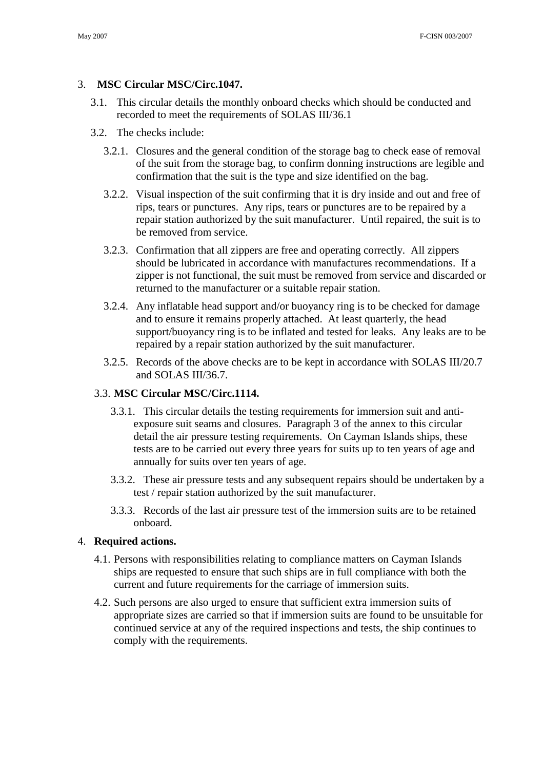## 3. MSC Circular MSC/Circ.1047.

3.1. This circular details the monthly onboard checks which should be conducted and recorded to meet the requirements of SOLAS III/36.1

3.2. The checks include:

3.2.1. Closures and the general condition of the storage bag to check ease of removal of the suit from the storage bag, to confirm donning instructions are legible and confirmation that the suit is the type and size identified on the bag.

3.2.2. Visual inspection of the suit confirming that it is dry inside and out and free of rips, tears or punctures. Any rips, tears or punctures are to be repaired by a repair station authorized by the suit manufacturer. Until repaired, the suit is to be removed from service.

3.2.3. Confirmation that all zippers are free and operating correctly. All zippers should be lubricated in accordance with manufactures recommendations. If a zipper is not functional, the suit must be removed from service and discarded or returned to the manufacturer or a suitable repair station.

3.2.4. Any inflatable head support and/or buoyancy ring is to be checked for damage and to ensure it remains properly attached. At least quarterly, the head support/buoyancy ring is to be inflated and tested for leaks. Any leaks are to be repaired by a repair station authorized by the suit manufacturer.

3.2.5. Records of the above checks are to be kept in accordance with SOLAS III/20.7 and SOLAS III/36.7.

### 3.3. MSC Circular MSC/Circ.1114.

3.3.1. This circular details the testing requirements for immersion suit and anti-exposure suit seams and closures. Paragraph 3 of the annex to this circular detail the air pressure testing requirements. On Cayman Islands ships, these tests are to be carried out every three years for suits up to ten years of age and annually for suits over ten years of age.

3.3.2. These air pressure tests and any subsequent repairs should be undertaken by a test / repair station authorized by the suit manufacturer.

3.3.3. Records of the last air pressure test of the immersion suits are to be retained onboard.

## 4. Required actions.

4.1. Persons with responsibilities relating to compliance matters on Cayman Islands ships are requested to ensure that such ships are in full compliance with both the current and future requirements for the carriage of immersion suits.

4.2. Such persons are also urged to ensure that sufficient extra immersion suits of appropriate sizes are carried so that if immersion suits are found to be unsuitable for continued service at any of the required inspections and tests, the ship continues to comply with the requirements.